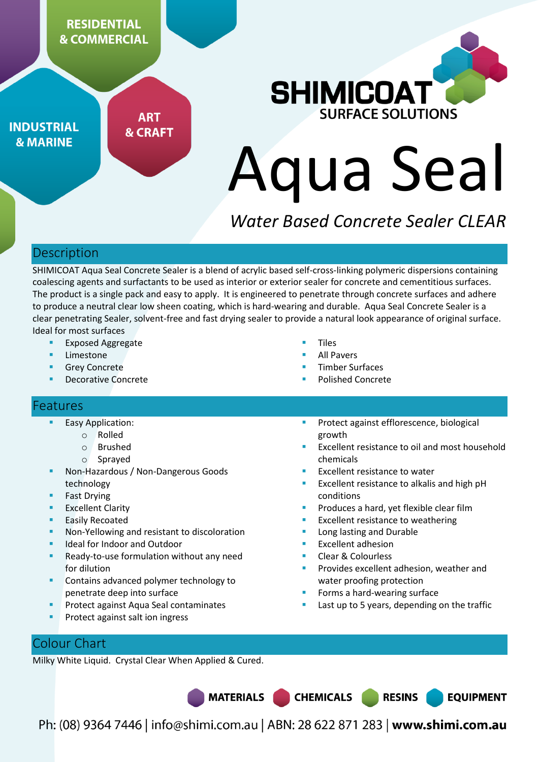RESIDENTIAL & COMMERCIAL

INDUSTRIAL & MARINE

ART & CRAFT

SHIMICOAT SURFACE SOLUTIONS

# Aqua Seal

*Water Based Concrete Sealer CLEAR*

## Description

SHIMICOAT Aqua Seal Concrete Sealer is a blend of acrylic based self-cross-linking polymeric dispersions containing coalescing agents and surfactants to be used as interior or exterior sealer for concrete and cementitious surfaces. The product is a single pack and easy to apply. It is engineered to penetrate through concrete surfaces and adhere to produce a neutral clear low sheen coating, which is hard-wearing and durable. Aqua Seal Concrete Sealer is a clear penetrating Sealer, solvent-free and fast drying sealer to provide a natural look appearance of original surface.

Ideal for most surfaces

- Exposed Aggregate
- Limestone
- Grey Concrete
- Decorative Concrete
- Tiles
- All Pavers
- Timber Surfaces
- Polished Concrete

## Features

- Easy Application:
  - Rolled
  - Brushed
  - Sprayed
- Non-Hazardous / Non-Dangerous Goods technology
- Fast Drying
- Excellent Clarity
- Easily Recoated
- Non-Yellowing and resistant to discoloration
- Ideal for Indoor and Outdoor
- Ready-to-use formulation without any need for dilution
- Contains advanced polymer technology to penetrate deep into surface
- Protect against Aqua Seal contaminates
- Protect against salt ion ingress
- Protect against efflorescence, biological growth
- Excellent resistance to oil and most household chemicals
- Excellent resistance to water
- Excellent resistance to alkalis and high pH conditions
- Produces a hard, yet flexible clear film
- Excellent resistance to weathering
- Long lasting and Durable
- Excellent adhesion
- Clear & Colourless
- Provides excellent adhesion, weather and water proofing protection
- Forms a hard-wearing surface
- Last up to 5 years, depending on the traffic

## Colour Chart

Milky White Liquid. Crystal Clear When Applied & Cured.

MATERIALS CHEMICALS RESINS EQUIPMENT

Ph: (08) 9364 7446 | info@shimi.com.au | ABN: 28 622 871 283 | **www.shimi.com.au**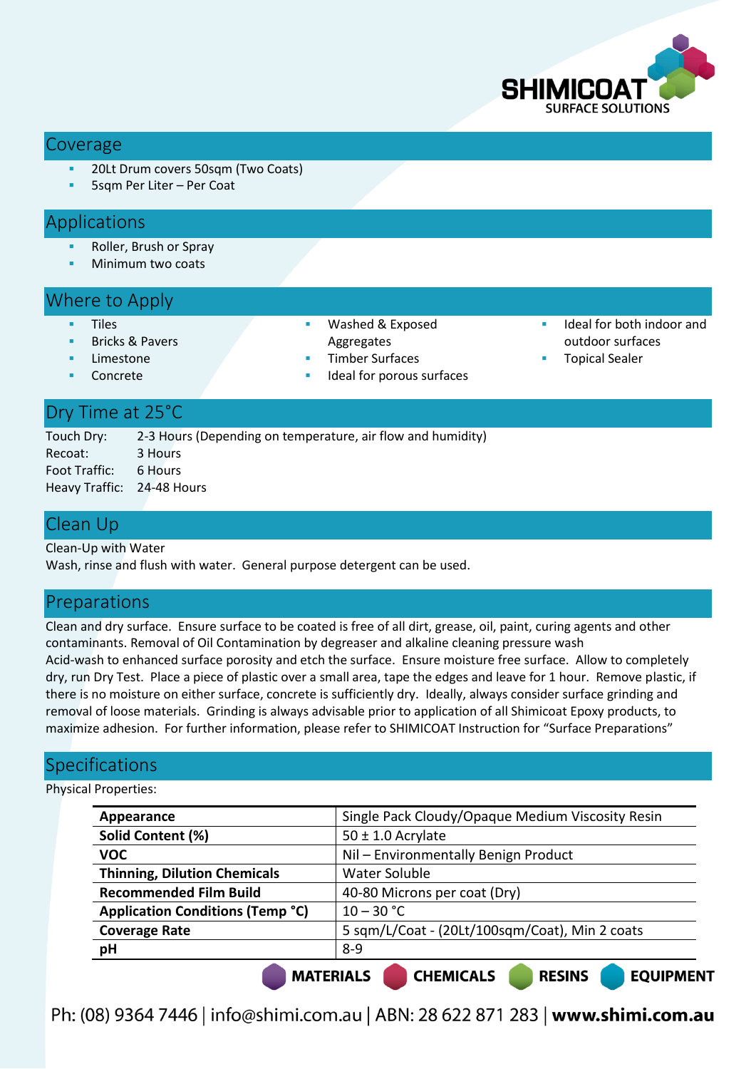## Coverage

- 20Lt Drum covers 50sqm (Two Coats)
- 5sqm Per Liter – Per Coat

## Applications

- Roller, Brush or Spray
- Minimum two coats

## Where to Apply

- Tiles
- Bricks & Pavers
- Limestone
- Concrete
- Washed & Exposed Aggregates
- Timber Surfaces
- Ideal for porous surfaces
- Ideal for both indoor and outdoor surfaces
- Topical Sealer

## Dry Time at 25°C

Touch Dry: 2-3 Hours (Depending on temperature, air flow and humidity)
Recoat: 3 Hours
Foot Traffic: 6 Hours
Heavy Traffic: 24-48 Hours

## Clean Up

Clean-Up with Water
Wash, rinse and flush with water. General purpose detergent can be used.

## Preparations

Clean and dry surface. Ensure surface to be coated is free of all dirt, grease, oil, paint, curing agents and other contaminants. Removal of Oil Contamination by degreaser and alkaline cleaning pressure wash
Acid-wash to enhanced surface porosity and etch the surface. Ensure moisture free surface. Allow to completely dry, run Dry Test. Place a piece of plastic over a small area, tape the edges and leave for 1 hour. Remove plastic, if there is no moisture on either surface, concrete is sufficiently dry. Ideally, always consider surface grinding and removal of loose materials. Grinding is always advisable prior to application of all Shimicoat Epoxy products, to maximize adhesion. For further information, please refer to SHIMICOAT Instruction for "Surface Preparations"

## Specifications

Physical Properties:

| | |
|---|---|
| **Appearance** | Single Pack Cloudy/Opaque Medium Viscosity Resin |
| **Solid Content (%)** | 50 ± 1.0 Acrylate |
| **VOC** | Nil – Environmentally Benign Product |
| **Thinning, Dilution Chemicals** | Water Soluble |
| **Recommended Film Build** | 40-80 Microns per coat (Dry) |
| **Application Conditions (Temp °C)** | 10 – 30 °C |
| **Coverage Rate** | 5 sqm/L/Coat - (20Lt/100sqm/Coat), Min 2 coats |
| **pH** | 8-9 |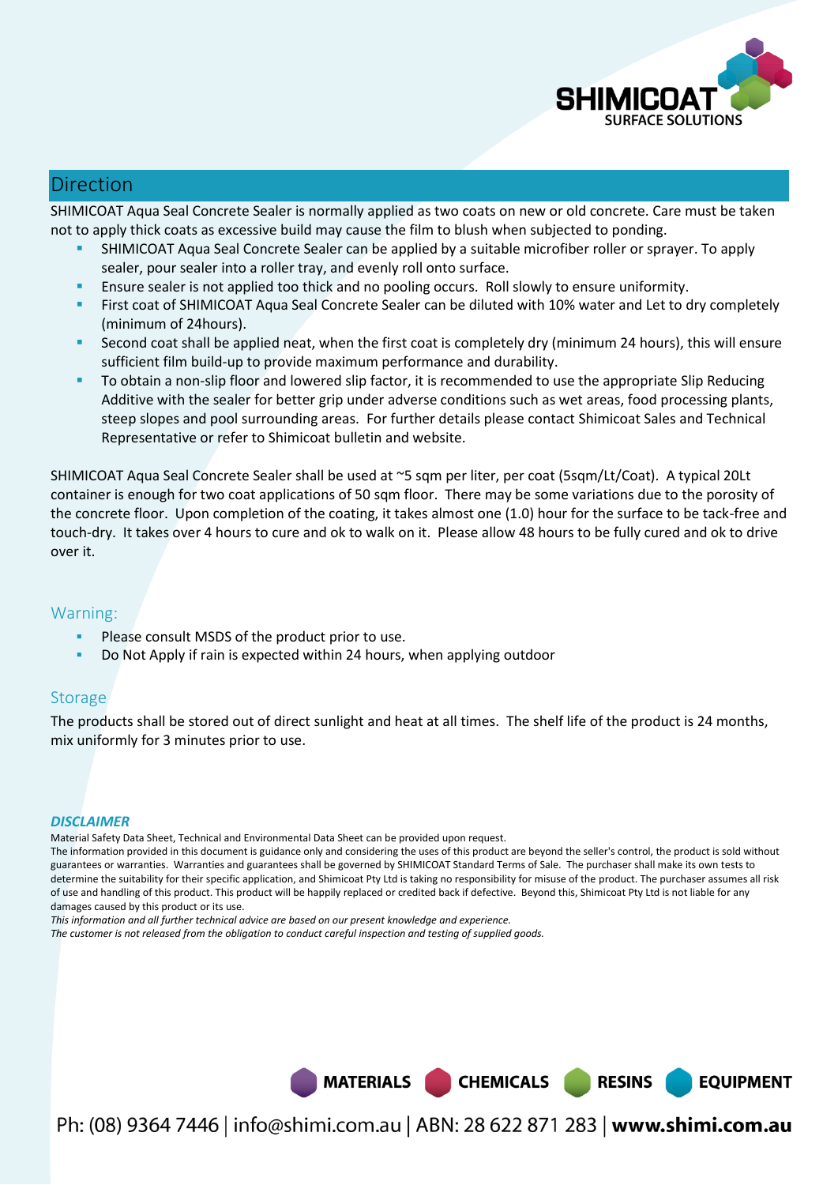## Direction

SHIMICOAT Aqua Seal Concrete Sealer is normally applied as two coats on new or old concrete. Care must be taken not to apply thick coats as excessive build may cause the film to blush when subjected to ponding.

- SHIMICOAT Aqua Seal Concrete Sealer can be applied by a suitable microfiber roller or sprayer. To apply sealer, pour sealer into a roller tray, and evenly roll onto surface.
- Ensure sealer is not applied too thick and no pooling occurs. Roll slowly to ensure uniformity.
- First coat of SHIMICOAT Aqua Seal Concrete Sealer can be diluted with 10% water and Let to dry completely (minimum of 24hours).
- Second coat shall be applied neat, when the first coat is completely dry (minimum 24 hours), this will ensure sufficient film build-up to provide maximum performance and durability.
- To obtain a non-slip floor and lowered slip factor, it is recommended to use the appropriate Slip Reducing Additive with the sealer for better grip under adverse conditions such as wet areas, food processing plants, steep slopes and pool surrounding areas. For further details please contact Shimicoat Sales and Technical Representative or refer to Shimicoat bulletin and website.

SHIMICOAT Aqua Seal Concrete Sealer shall be used at ~5 sqm per liter, per coat (5sqm/Lt/Coat). A typical 20Lt container is enough for two coat applications of 50 sqm floor. There may be some variations due to the porosity of the concrete floor. Upon completion of the coating, it takes almost one (1.0) hour for the surface to be tack-free and touch-dry. It takes over 4 hours to cure and ok to walk on it. Please allow 48 hours to be fully cured and ok to drive over it.

### Warning:

- Please consult MSDS of the product prior to use.
- Do Not Apply if rain is expected within 24 hours, when applying outdoor

### Storage

The products shall be stored out of direct sunlight and heat at all times. The shelf life of the product is 24 months, mix uniformly for 3 minutes prior to use.

***DISCLAIMER***

Material Safety Data Sheet, Technical and Environmental Data Sheet can be provided upon request.

The information provided in this document is guidance only and considering the uses of this product are beyond the seller's control, the product is sold without guarantees or warranties. Warranties and guarantees shall be governed by SHIMICOAT Standard Terms of Sale. The purchaser shall make its own tests to determine the suitability for their specific application, and Shimicoat Pty Ltd is taking no responsibility for misuse of the product. The purchaser assumes all risk of use and handling of this product. This product will be happily replaced or credited back if defective. Beyond this, Shimicoat Pty Ltd is not liable for any damages caused by this product or its use.

*This information and all further technical advice are based on our present knowledge and experience.*

*The customer is not released from the obligation to conduct careful inspection and testing of supplied goods.*

MATERIALS CHEMICALS RESINS EQUIPMENT

Ph: (08) 9364 7446 | info@shimi.com.au | ABN: 28 622 871 283 | **www.shimi.com.au**